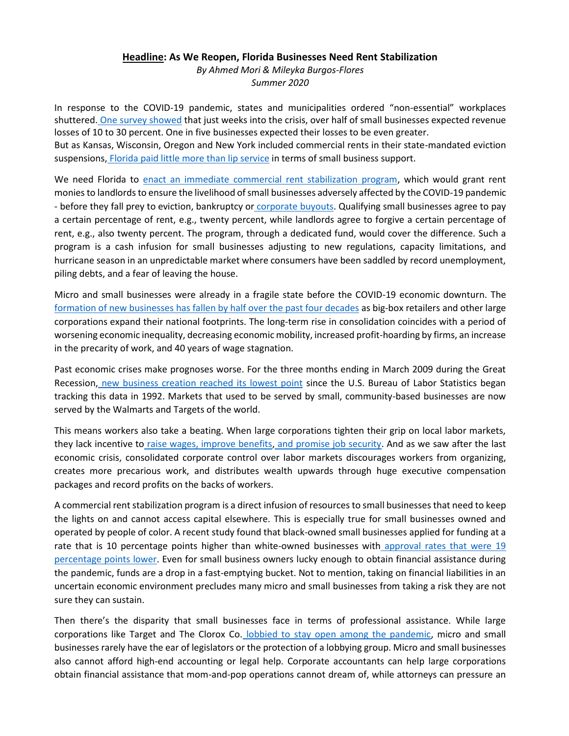**Headline: As We Reopen, Florida Businesses Need Rent Stabilization**

*By Ahmed Mori & Mileyka Burgos-Flores*

*Summer 2020*

In response to the COVID-19 pandemic, states and municipalities ordered "non-essential" workplaces shuttered. One survey showed that just weeks into the crisis, over half of small businesses expected revenue losses of 10 to 30 percent. One in five businesses expected their losses to be even greater.
But as Kansas, Wisconsin, Oregon and New York included commercial rents in their state-mandated eviction suspensions, Florida paid little more than lip service in terms of small business support.

We need Florida to enact an immediate commercial rent stabilization program, which would grant rent monies to landlords to ensure the livelihood of small businesses adversely affected by the COVID-19 pandemic - before they fall prey to eviction, bankruptcy or corporate buyouts. Qualifying small businesses agree to pay a certain percentage of rent, e.g., twenty percent, while landlords agree to forgive a certain percentage of rent, e.g., also twenty percent. The program, through a dedicated fund, would cover the difference. Such a program is a cash infusion for small businesses adjusting to new regulations, capacity limitations, and hurricane season in an unpredictable market where consumers have been saddled by record unemployment, piling debts, and a fear of leaving the house.

Micro and small businesses were already in a fragile state before the COVID-19 economic downturn. The formation of new businesses has fallen by half over the past four decades as big-box retailers and other large corporations expand their national footprints. The long-term rise in consolidation coincides with a period of worsening economic inequality, decreasing economic mobility, increased profit-hoarding by firms, an increase in the precarity of work, and 40 years of wage stagnation.

Past economic crises make prognoses worse. For the three months ending in March 2009 during the Great Recession, new business creation reached its lowest point since the U.S. Bureau of Labor Statistics began tracking this data in 1992. Markets that used to be served by small, community-based businesses are now served by the Walmarts and Targets of the world.

This means workers also take a beating. When large corporations tighten their grip on local labor markets, they lack incentive to raise wages, improve benefits, and promise job security. And as we saw after the last economic crisis, consolidated corporate control over labor markets discourages workers from organizing, creates more precarious work, and distributes wealth upwards through huge executive compensation packages and record profits on the backs of workers.

A commercial rent stabilization program is a direct infusion of resources to small businesses that need to keep the lights on and cannot access capital elsewhere. This is especially true for small businesses owned and operated by people of color. A recent study found that black-owned small businesses applied for funding at a rate that is 10 percentage points higher than white-owned businesses with approval rates that were 19 percentage points lower. Even for small business owners lucky enough to obtain financial assistance during the pandemic, funds are a drop in a fast-emptying bucket. Not to mention, taking on financial liabilities in an uncertain economic environment precludes many micro and small businesses from taking a risk they are not sure they can sustain.

Then there's the disparity that small businesses face in terms of professional assistance. While large corporations like Target and The Clorox Co. lobbied to stay open among the pandemic, micro and small businesses rarely have the ear of legislators or the protection of a lobbying group. Micro and small businesses also cannot afford high-end accounting or legal help. Corporate accountants can help large corporations obtain financial assistance that mom-and-pop operations cannot dream of, while attorneys can pressure an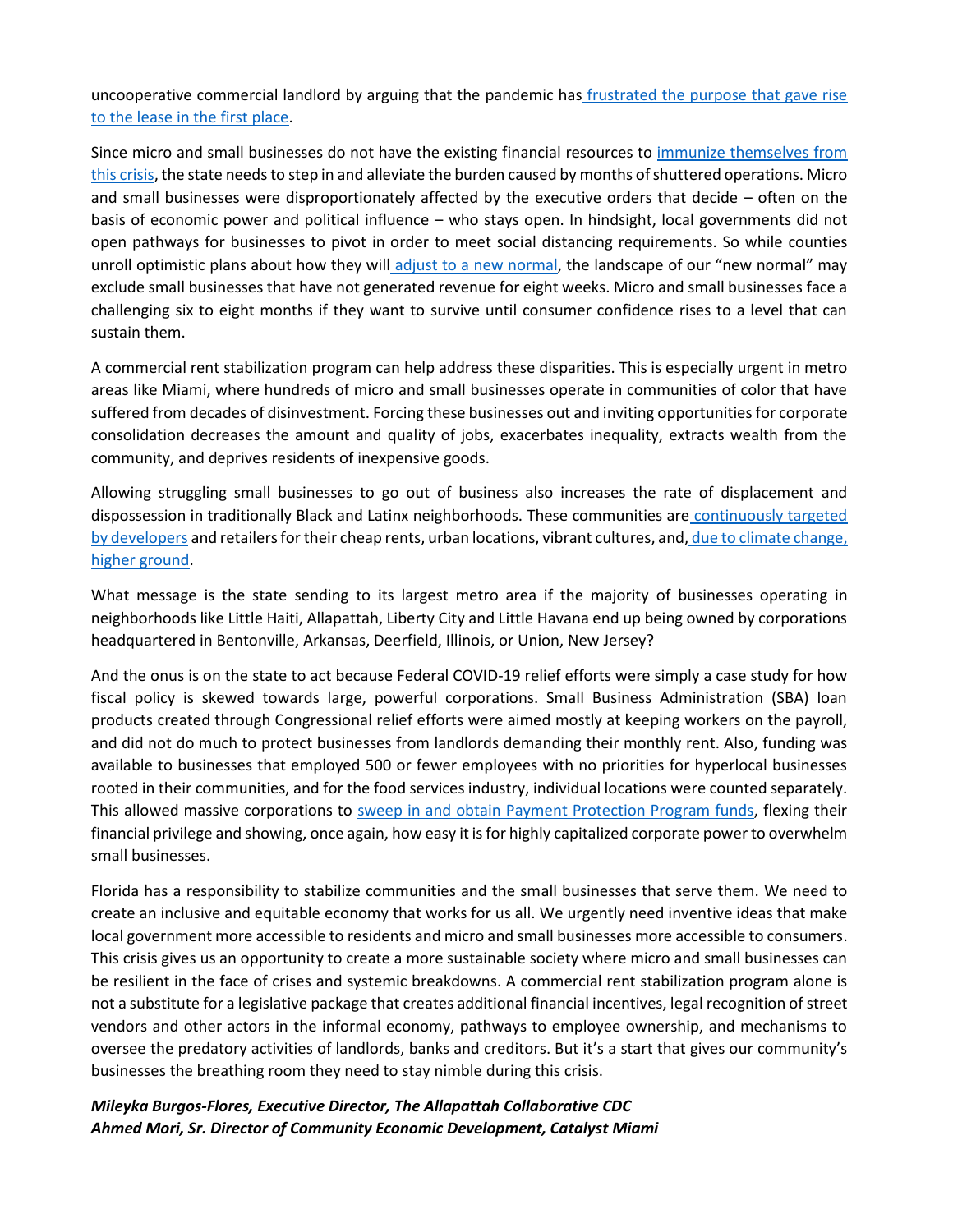uncooperative commercial landlord by arguing that the pandemic has [frustrated the purpose that gave rise to the lease in the first place](#).

Since micro and small businesses do not have the existing financial resources to [immunize themselves from this crisis](#), the state needs to step in and alleviate the burden caused by months of shuttered operations. Micro and small businesses were disproportionately affected by the executive orders that decide – often on the basis of economic power and political influence – who stays open. In hindsight, local governments did not open pathways for businesses to pivot in order to meet social distancing requirements. So while counties unroll optimistic plans about how they will [adjust to a new normal](#), the landscape of our "new normal" may exclude small businesses that have not generated revenue for eight weeks. Micro and small businesses face a challenging six to eight months if they want to survive until consumer confidence rises to a level that can sustain them.

A commercial rent stabilization program can help address these disparities. This is especially urgent in metro areas like Miami, where hundreds of micro and small businesses operate in communities of color that have suffered from decades of disinvestment. Forcing these businesses out and inviting opportunities for corporate consolidation decreases the amount and quality of jobs, exacerbates inequality, extracts wealth from the community, and deprives residents of inexpensive goods.

Allowing struggling small businesses to go out of business also increases the rate of displacement and dispossession in traditionally Black and Latinx neighborhoods. These communities are [continuously targeted by developers](#) and retailers for their cheap rents, urban locations, vibrant cultures, and, [due to climate change, higher ground](#).

What message is the state sending to its largest metro area if the majority of businesses operating in neighborhoods like Little Haiti, Allapattah, Liberty City and Little Havana end up being owned by corporations headquartered in Bentonville, Arkansas, Deerfield, Illinois, or Union, New Jersey?

And the onus is on the state to act because Federal COVID-19 relief efforts were simply a case study for how fiscal policy is skewed towards large, powerful corporations. Small Business Administration (SBA) loan products created through Congressional relief efforts were aimed mostly at keeping workers on the payroll, and did not do much to protect businesses from landlords demanding their monthly rent. Also, funding was available to businesses that employed 500 or fewer employees with no priorities for hyperlocal businesses rooted in their communities, and for the food services industry, individual locations were counted separately. This allowed massive corporations to [sweep in and obtain Payment Protection Program funds](#), flexing their financial privilege and showing, once again, how easy it is for highly capitalized corporate power to overwhelm small businesses.

Florida has a responsibility to stabilize communities and the small businesses that serve them. We need to create an inclusive and equitable economy that works for us all. We urgently need inventive ideas that make local government more accessible to residents and micro and small businesses more accessible to consumers. This crisis gives us an opportunity to create a more sustainable society where micro and small businesses can be resilient in the face of crises and systemic breakdowns. A commercial rent stabilization program alone is not a substitute for a legislative package that creates additional financial incentives, legal recognition of street vendors and other actors in the informal economy, pathways to employee ownership, and mechanisms to oversee the predatory activities of landlords, banks and creditors. But it's a start that gives our community's businesses the breathing room they need to stay nimble during this crisis.

***Mileyka Burgos-Flores, Executive Director, The Allapattah Collaborative CDC***
***Ahmed Mori, Sr. Director of Community Economic Development, Catalyst Miami***